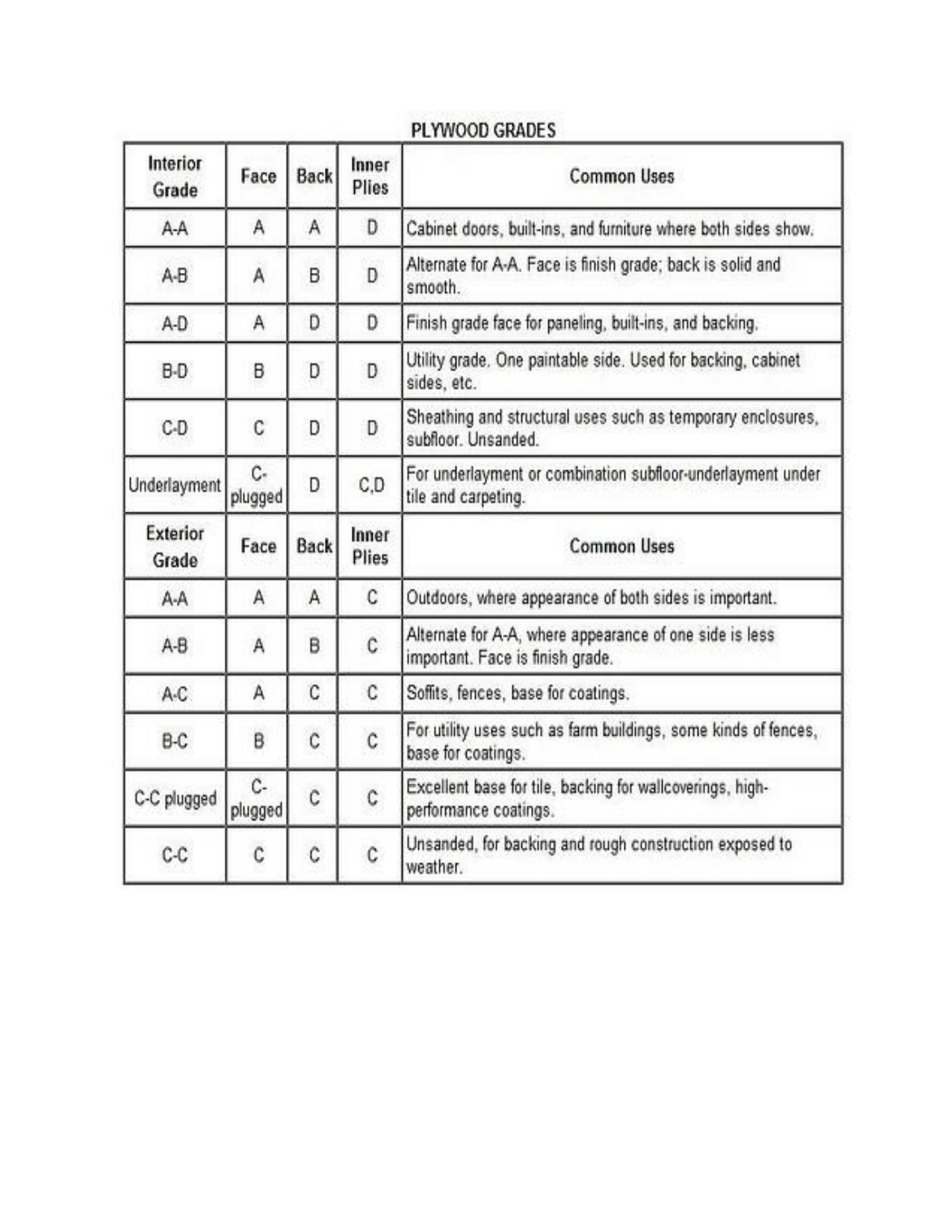## PLYWOOD GRADES

| Interior Grade | Face | Back | Inner Plies | Common Uses |
|---|---|---|---|---|
| A-A | A | A | D | Cabinet doors, built-ins, and furniture where both sides show. |
| A-B | A | B | D | Alternate for A-A. Face is finish grade; back is solid and smooth. |
| A-D | A | D | D | Finish grade face for paneling, built-ins, and backing. |
| B-D | B | D | D | Utility grade. One paintable side. Used for backing, cabinet sides, etc. |
| C-D | C | D | D | Sheathing and structural uses such as temporary enclosures, subfloor. Unsanded. |
| Underlayment | C-plugged | D | C,D | For underlayment or combination subfloor-underlayment under tile and carpeting. |
| **Exterior Grade** | **Face** | **Back** | **Inner Plies** | **Common Uses** |
| A-A | A | A | C | Outdoors, where appearance of both sides is important. |
| A-B | A | B | C | Alternate for A-A, where appearance of one side is less important. Face is finish grade. |
| A-C | A | C | C | Soffits, fences, base for coatings. |
| B-C | B | C | C | For utility uses such as farm buildings, some kinds of fences, base for coatings. |
| C-C plugged | C-plugged | C | C | Excellent base for tile, backing for wallcoverings, high-performance coatings. |
| C-C | C | C | C | Unsanded, for backing and rough construction exposed to weather. |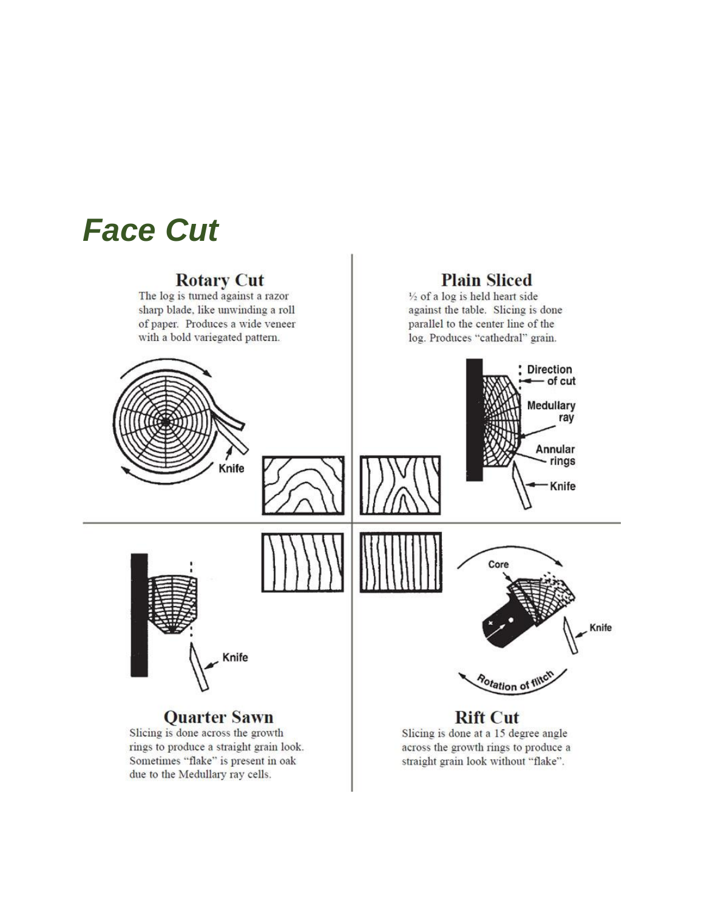# Face Cut

## Rotary Cut

The log is turned against a razor sharp blade, like unwinding a roll of paper. Produces a wide veneer with a bold variegated pattern.

Knife

## Plain Sliced

½ of a log is held heart side against the table. Slicing is done parallel to the center line of the log. Produces "cathedral" grain.

Direction of cut

Medullary ray

Annular rings

Knife

## Quarter Sawn

Knife

Slicing is done across the growth rings to produce a straight grain look. Sometimes "flake" is present in oak due to the Medullary ray cells.

## Rift Cut

Core

Knife

Rotation of flitch

Slicing is done at a 15 degree angle across the growth rings to produce a straight grain look without "flake".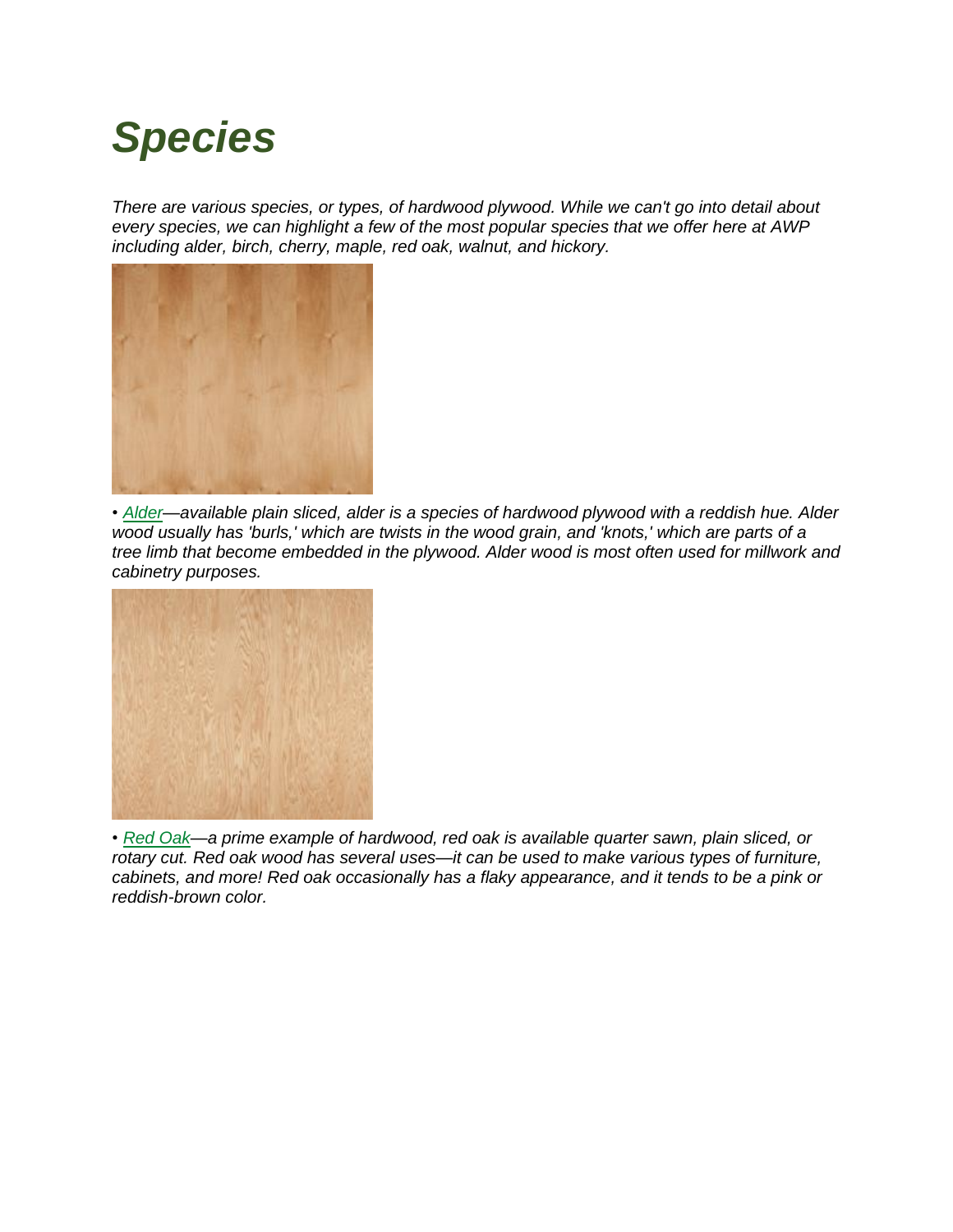# *Species*

*There are various species, or types, of hardwood plywood. While we can't go into detail about every species, we can highlight a few of the most popular species that we offer here at AWP including alder, birch, cherry, maple, red oak, walnut, and hickory.*

*• Alder—available plain sliced, alder is a species of hardwood plywood with a reddish hue. Alder wood usually has 'burls,' which are twists in the wood grain, and 'knots,' which are parts of a tree limb that become embedded in the plywood. Alder wood is most often used for millwork and cabinetry purposes.*

*• Red Oak—a prime example of hardwood, red oak is available quarter sawn, plain sliced, or rotary cut. Red oak wood has several uses—it can be used to make various types of furniture, cabinets, and more! Red oak occasionally has a flaky appearance, and it tends to be a pink or reddish-brown color.*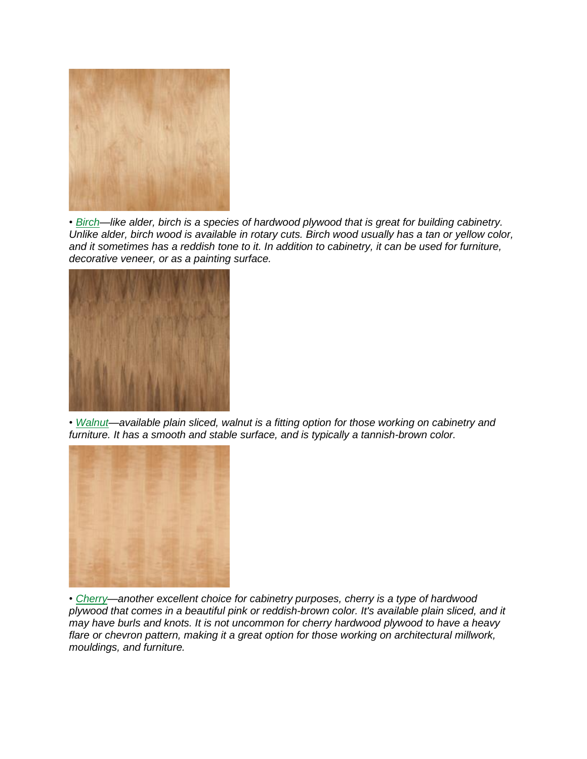• *[Birch](#)—like alder, birch is a species of hardwood plywood that is great for building cabinetry. Unlike alder, birch wood is available in rotary cuts. Birch wood usually has a tan or yellow color, and it sometimes has a reddish tone to it. In addition to cabinetry, it can be used for furniture, decorative veneer, or as a painting surface.*

• *[Walnut](#)—available plain sliced, walnut is a fitting option for those working on cabinetry and furniture. It has a smooth and stable surface, and is typically a tannish-brown color.*

• *[Cherry](#)—another excellent choice for cabinetry purposes, cherry is a type of hardwood plywood that comes in a beautiful pink or reddish-brown color. It's available plain sliced, and it may have burls and knots. It is not uncommon for cherry hardwood plywood to have a heavy flare or chevron pattern, making it a great option for those working on architectural millwork, mouldings, and furniture.*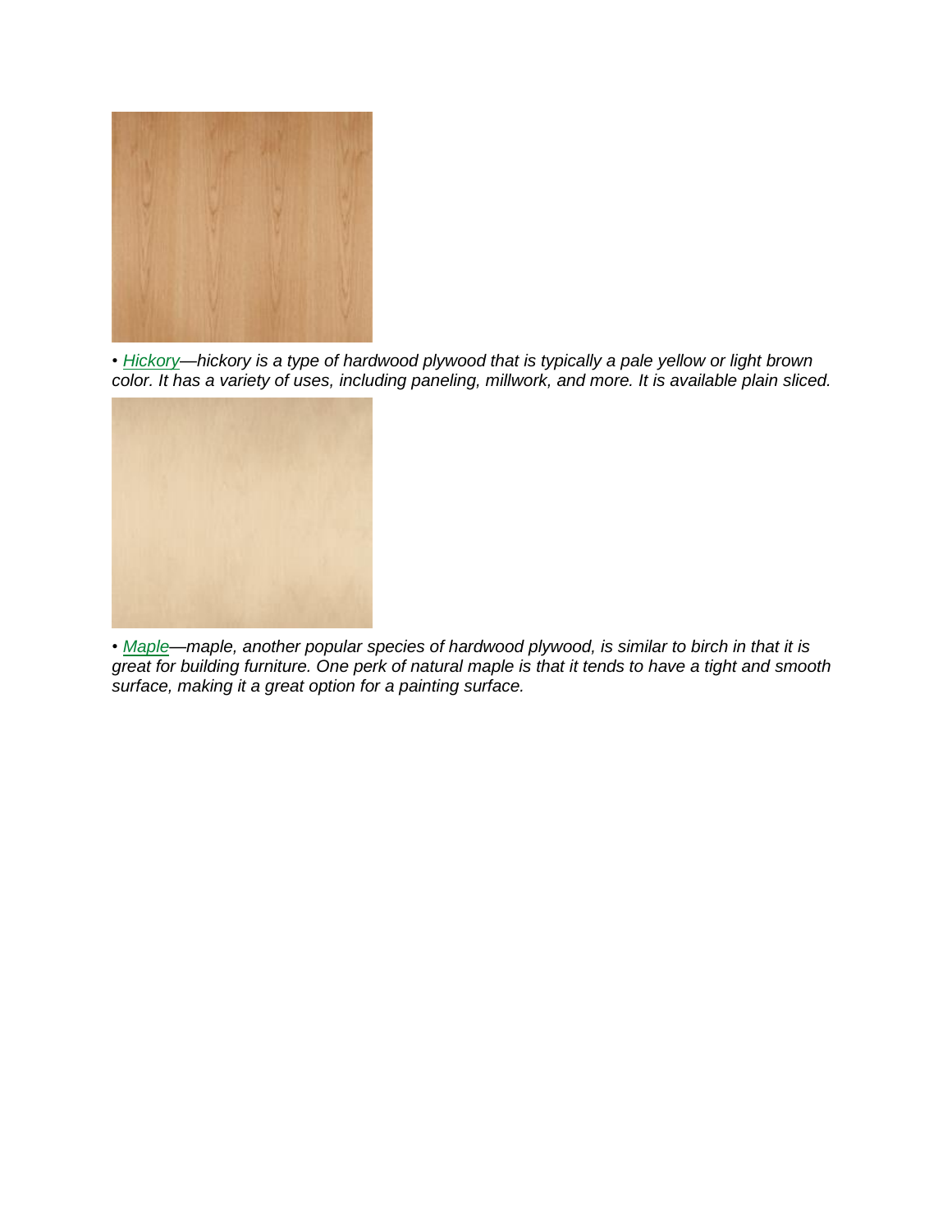• *[Hickory](#)—hickory is a type of hardwood plywood that is typically a pale yellow or light brown color. It has a variety of uses, including paneling, millwork, and more. It is available plain sliced.*

• *[Maple](#)—maple, another popular species of hardwood plywood, is similar to birch in that it is great for building furniture. One perk of natural maple is that it tends to have a tight and smooth surface, making it a great option for a painting surface.*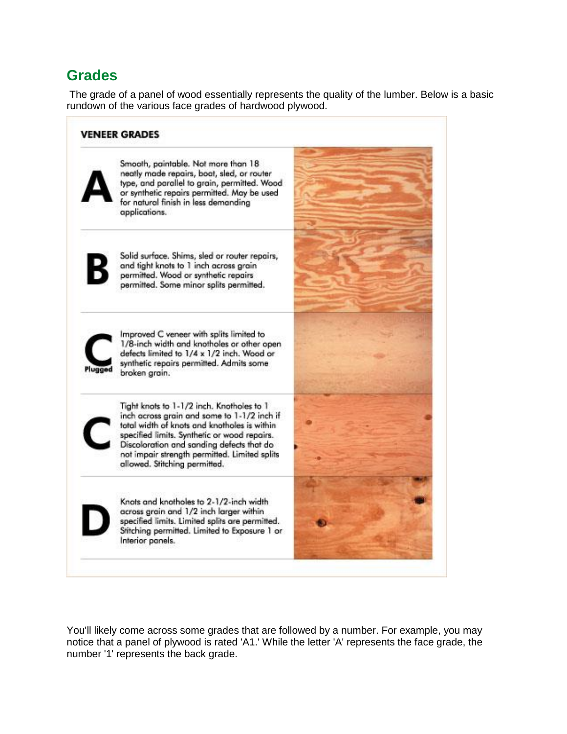## Grades

The grade of a panel of wood essentially represents the quality of the lumber. Below is a basic rundown of the various face grades of hardwood plywood.

**VENEER GRADES**

| Grade | Description |
| --- | --- |
| A | Smooth, paintable. Not more than 18 neatly made repairs, boat, sled, or router type, and parallel to grain, permitted. Wood or synthetic repairs permitted. May be used for natural finish in less demanding applications. |
| B | Solid surface. Shims, sled or router repairs, and tight knots to 1 inch across grain permitted. Wood or synthetic repairs permitted. Some minor splits permitted. |
| C Plugged | Improved C veneer with splits limited to 1/8-inch width and knotholes or other open defects limited to 1/4 x 1/2 inch. Wood or synthetic repairs permitted. Admits some broken grain. |
| C | Tight knots to 1-1/2 inch. Knotholes to 1 inch across grain and some to 1-1/2 inch if total width of knots and knotholes is within specified limits. Synthetic or wood repairs. Discoloration and sanding defects that do not impair strength permitted. Limited splits allowed. Stitching permitted. |
| D | Knots and knotholes to 2-1/2-inch width across grain and 1/2 inch larger within specified limits. Limited splits are permitted. Stitching permitted. Limited to Exposure 1 or Interior panels. |

You'll likely come across some grades that are followed by a number. For example, you may notice that a panel of plywood is rated 'A1.' While the letter 'A' represents the face grade, the number '1' represents the back grade.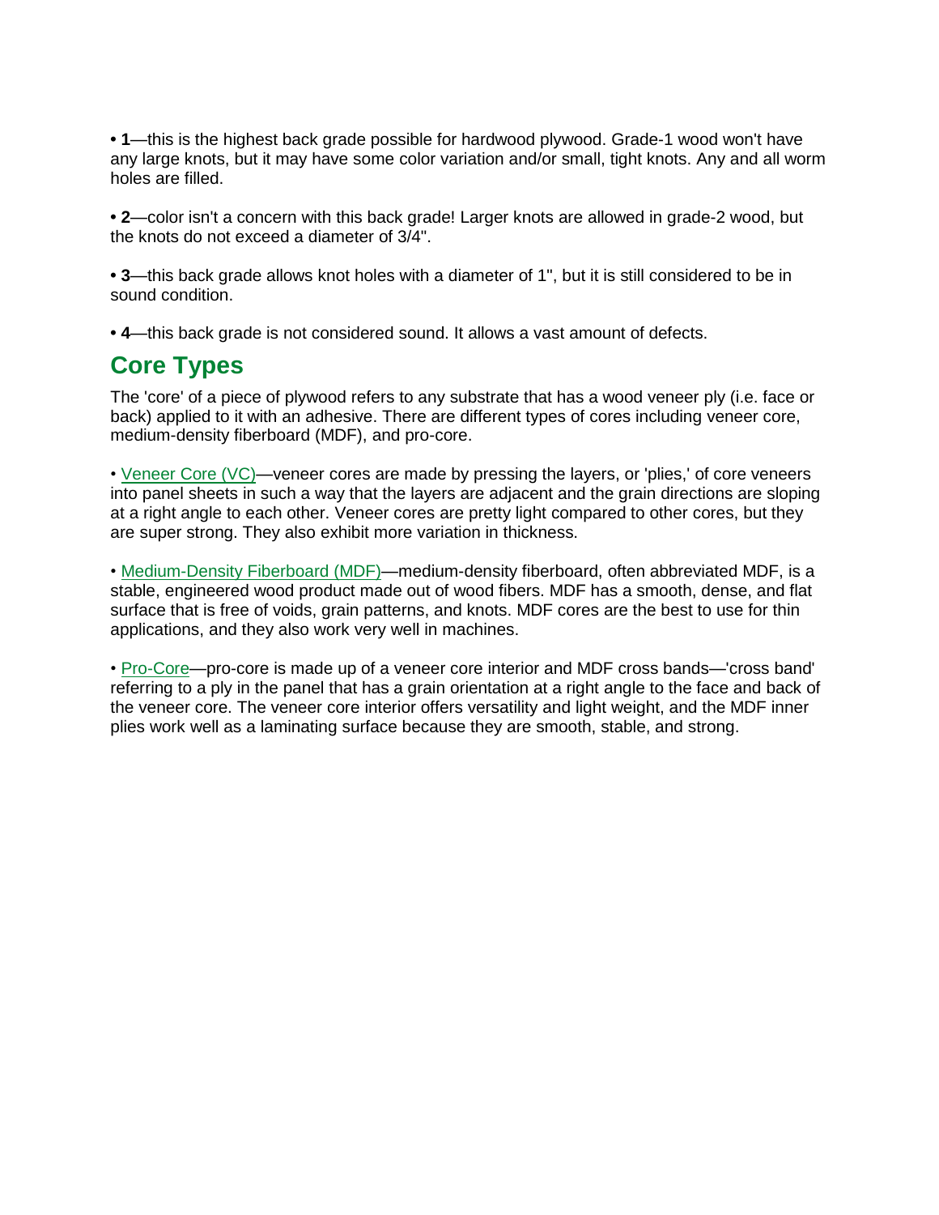• **1**—this is the highest back grade possible for hardwood plywood. Grade-1 wood won't have any large knots, but it may have some color variation and/or small, tight knots. Any and all worm holes are filled.

• **2**—color isn't a concern with this back grade! Larger knots are allowed in grade-2 wood, but the knots do not exceed a diameter of 3/4".

• **3**—this back grade allows knot holes with a diameter of 1", but it is still considered to be in sound condition.

• **4**—this back grade is not considered sound. It allows a vast amount of defects.

## Core Types

The 'core' of a piece of plywood refers to any substrate that has a wood veneer ply (i.e. face or back) applied to it with an adhesive. There are different types of cores including veneer core, medium-density fiberboard (MDF), and pro-core.

• Veneer Core (VC)—veneer cores are made by pressing the layers, or 'plies,' of core veneers into panel sheets in such a way that the layers are adjacent and the grain directions are sloping at a right angle to each other. Veneer cores are pretty light compared to other cores, but they are super strong. They also exhibit more variation in thickness.

• Medium-Density Fiberboard (MDF)—medium-density fiberboard, often abbreviated MDF, is a stable, engineered wood product made out of wood fibers. MDF has a smooth, dense, and flat surface that is free of voids, grain patterns, and knots. MDF cores are the best to use for thin applications, and they also work very well in machines.

• Pro-Core—pro-core is made up of a veneer core interior and MDF cross bands—'cross band' referring to a ply in the panel that has a grain orientation at a right angle to the face and back of the veneer core. The veneer core interior offers versatility and light weight, and the MDF inner plies work well as a laminating surface because they are smooth, stable, and strong.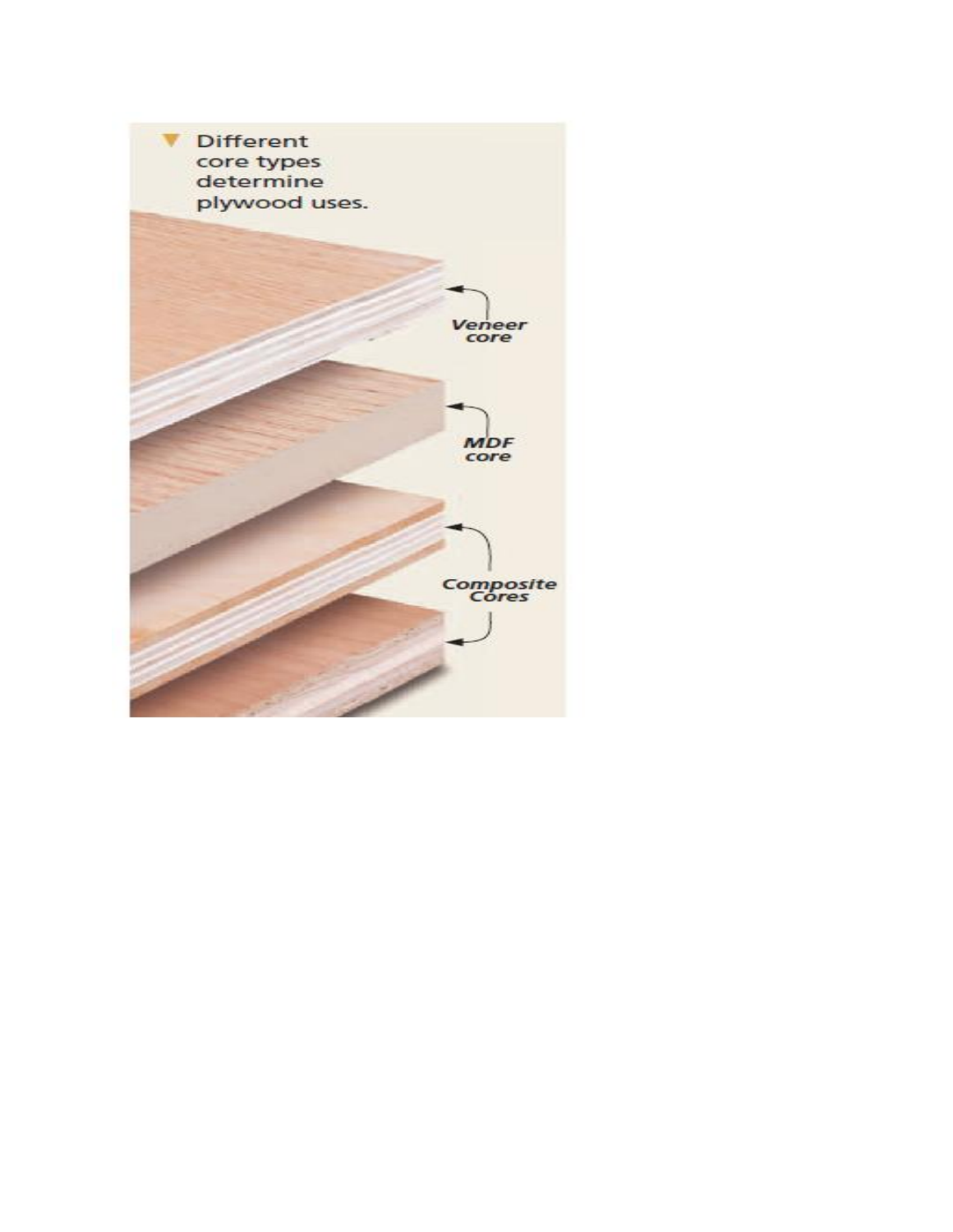▼ Different core types determine plywood uses.

*Veneer core*

*MDF core*

*Composite Cores*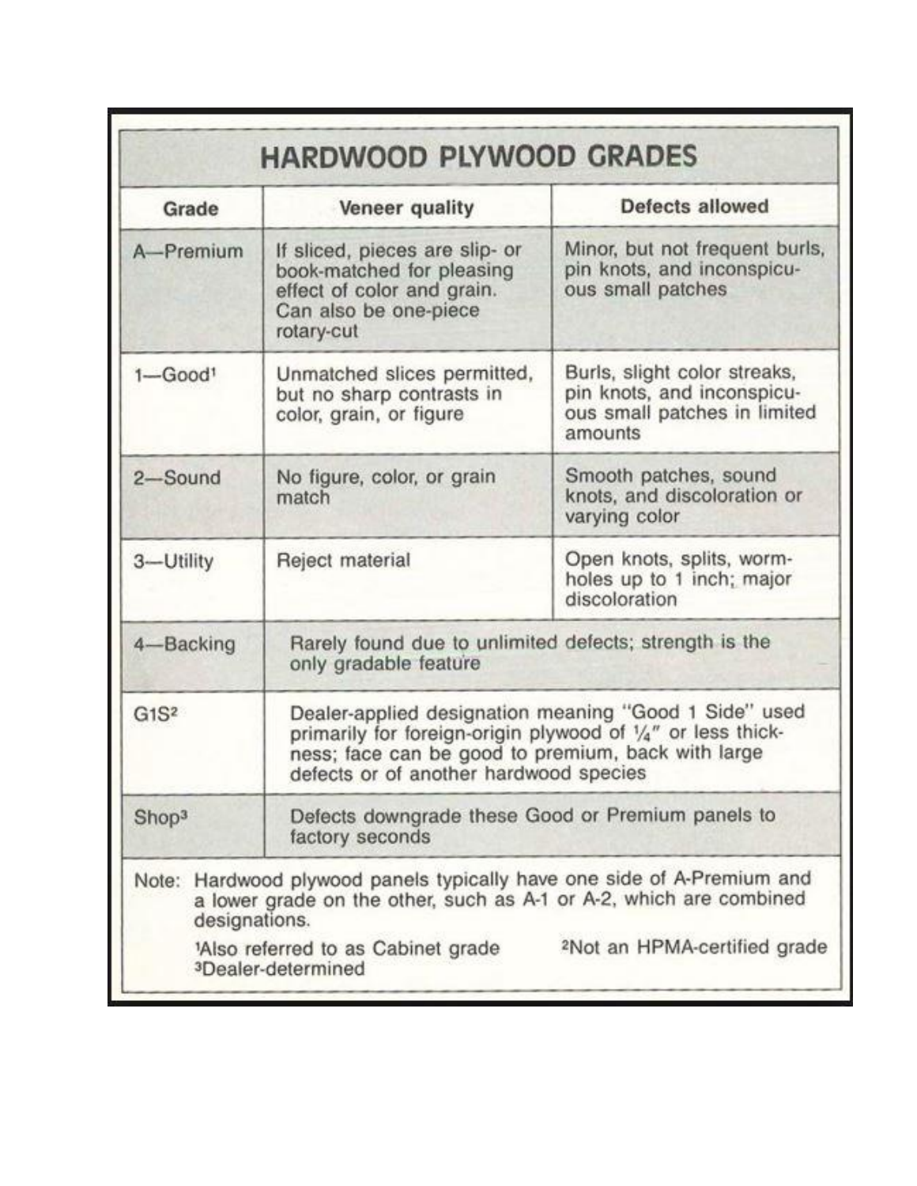# HARDWOOD PLYWOOD GRADES

| Grade | Veneer quality | Defects allowed |
| --- | --- | --- |
| A—Premium | If sliced, pieces are slip- or book-matched for pleasing effect of color and grain. Can also be one-piece rotary-cut | Minor, but not frequent burls, pin knots, and inconspicuous small patches |
| 1—Good[1] | Unmatched slices permitted, but no sharp contrasts in color, grain, or figure | Burls, slight color streaks, pin knots, and inconspicuous small patches in limited amounts |
| 2—Sound | No figure, color, or grain match | Smooth patches, sound knots, and discoloration or varying color |
| 3—Utility | Reject material | Open knots, splits, wormholes up to 1 inch; major discoloration |
| 4—Backing | Rarely found due to unlimited defects; strength is the only gradable feature | |
| G1S[2] | Dealer-applied designation meaning "Good 1 Side" used primarily for foreign-origin plywood of ¼" or less thickness; face can be good to premium, back with large defects or of another hardwood species | |
| Shop[3] | Defects downgrade these Good or Premium panels to factory seconds | |

Note: Hardwood plywood panels typically have one side of A-Premium and a lower grade on the other, such as A-1 or A-2, which are combined designations.

[1]Also referred to as Cabinet grade

[2]Not an HPMA-certified grade

[3]Dealer-determined